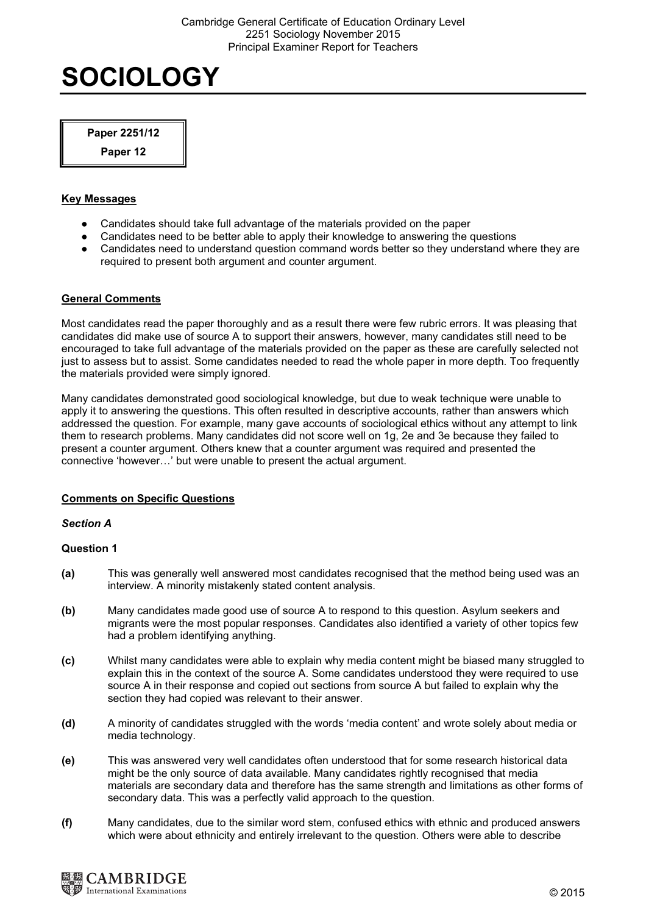# SOCIOLOGY

**Paper 2251/12**

**Paper 12**

## Key Messages

- Candidates should take full advantage of the materials provided on the paper
- Candidates need to be better able to apply their knowledge to answering the questions
- Candidates need to understand question command words better so they understand where they are required to present both argument and counter argument.

## General Comments

Most candidates read the paper thoroughly and as a result there were few rubric errors. It was pleasing that candidates did make use of source A to support their answers, however, many candidates still need to be encouraged to take full advantage of the materials provided on the paper as these are carefully selected not just to assess but to assist. Some candidates needed to read the whole paper in more depth. Too frequently the materials provided were simply ignored.

Many candidates demonstrated good sociological knowledge, but due to weak technique were unable to apply it to answering the questions. This often resulted in descriptive accounts, rather than answers which addressed the question. For example, many gave accounts of sociological ethics without any attempt to link them to research problems. Many candidates did not score well on 1g, 2e and 3e because they failed to present a counter argument. Others knew that a counter argument was required and presented the connective 'however…' but were unable to present the actual argument.

## Comments on Specific Questions

### *Section A*

**Question 1**

**(a)** This was generally well answered most candidates recognised that the method being used was an interview. A minority mistakenly stated content analysis.

**(b)** Many candidates made good use of source A to respond to this question. Asylum seekers and migrants were the most popular responses. Candidates also identified a variety of other topics few had a problem identifying anything.

**(c)** Whilst many candidates were able to explain why media content might be biased many struggled to explain this in the context of the source A. Some candidates understood they were required to use source A in their response and copied out sections from source A but failed to explain why the section they had copied was relevant to their answer.

**(d)** A minority of candidates struggled with the words 'media content' and wrote solely about media or media technology.

**(e)** This was answered very well candidates often understood that for some research historical data might be the only source of data available. Many candidates rightly recognised that media materials are secondary data and therefore has the same strength and limitations as other forms of secondary data. This was a perfectly valid approach to the question.

**(f)** Many candidates, due to the similar word stem, confused ethics with ethnic and produced answers which were about ethnicity and entirely irrelevant to the question. Others were able to describe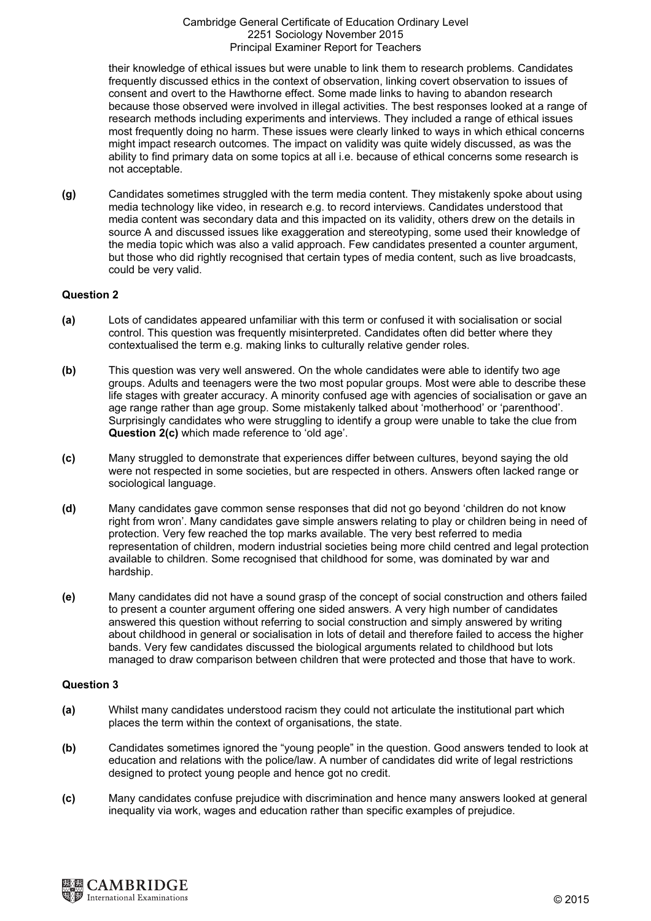their knowledge of ethical issues but were unable to link them to research problems. Candidates frequently discussed ethics in the context of observation, linking covert observation to issues of consent and overt to the Hawthorne effect. Some made links to having to abandon research because those observed were involved in illegal activities. The best responses looked at a range of research methods including experiments and interviews. They included a range of ethical issues most frequently doing no harm. These issues were clearly linked to ways in which ethical concerns might impact research outcomes. The impact on validity was quite widely discussed, as was the ability to find primary data on some topics at all i.e. because of ethical concerns some research is not acceptable.

**(g)** Candidates sometimes struggled with the term media content. They mistakenly spoke about using media technology like video, in research e.g. to record interviews. Candidates understood that media content was secondary data and this impacted on its validity, others drew on the details in source A and discussed issues like exaggeration and stereotyping, some used their knowledge of the media topic which was also a valid approach. Few candidates presented a counter argument, but those who did rightly recognised that certain types of media content, such as live broadcasts, could be very valid.

### Question 2

**(a)** Lots of candidates appeared unfamiliar with this term or confused it with socialisation or social control. This question was frequently misinterpreted. Candidates often did better where they contextualised the term e.g. making links to culturally relative gender roles.

**(b)** This question was very well answered. On the whole candidates were able to identify two age groups. Adults and teenagers were the two most popular groups. Most were able to describe these life stages with greater accuracy. A minority confused age with agencies of socialisation or gave an age range rather than age group. Some mistakenly talked about 'motherhood' or 'parenthood'. Surprisingly candidates who were struggling to identify a group were unable to take the clue from **Question 2(c)** which made reference to 'old age'.

**(c)** Many struggled to demonstrate that experiences differ between cultures, beyond saying the old were not respected in some societies, but are respected in others. Answers often lacked range or sociological language.

**(d)** Many candidates gave common sense responses that did not go beyond 'children do not know right from wron'. Many candidates gave simple answers relating to play or children being in need of protection. Very few reached the top marks available. The very best referred to media representation of children, modern industrial societies being more child centred and legal protection available to children. Some recognised that childhood for some, was dominated by war and hardship.

**(e)** Many candidates did not have a sound grasp of the concept of social construction and others failed to present a counter argument offering one sided answers. A very high number of candidates answered this question without referring to social construction and simply answered by writing about childhood in general or socialisation in lots of detail and therefore failed to access the higher bands. Very few candidates discussed the biological arguments related to childhood but lots managed to draw comparison between children that were protected and those that have to work.

### Question 3

**(a)** Whilst many candidates understood racism they could not articulate the institutional part which places the term within the context of organisations, the state.

**(b)** Candidates sometimes ignored the "young people" in the question. Good answers tended to look at education and relations with the police/law. A number of candidates did write of legal restrictions designed to protect young people and hence got no credit.

**(c)** Many candidates confuse prejudice with discrimination and hence many answers looked at general inequality via work, wages and education rather than specific examples of prejudice.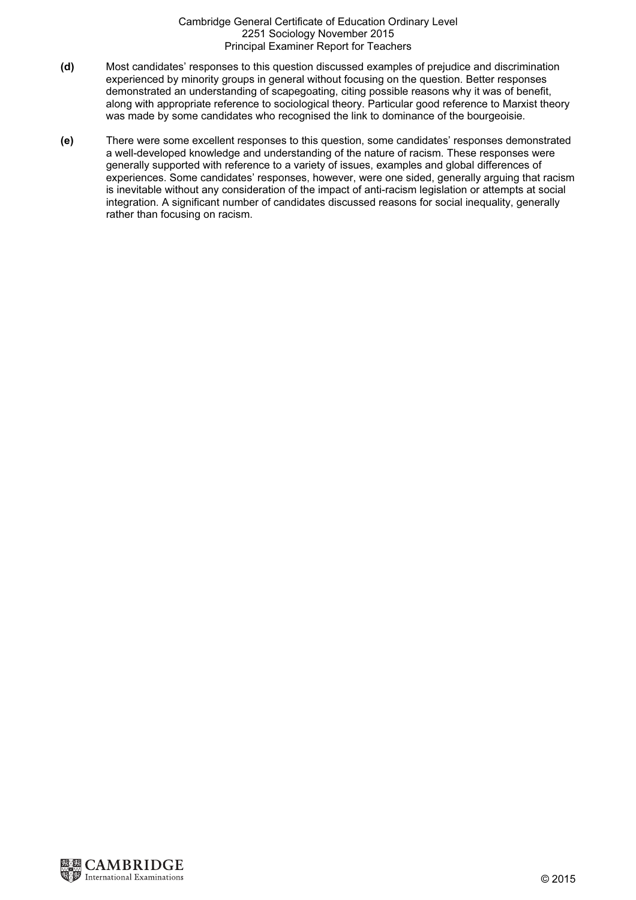**(d)** Most candidates' responses to this question discussed examples of prejudice and discrimination experienced by minority groups in general without focusing on the question. Better responses demonstrated an understanding of scapegoating, citing possible reasons why it was of benefit, along with appropriate reference to sociological theory. Particular good reference to Marxist theory was made by some candidates who recognised the link to dominance of the bourgeoisie.

**(e)** There were some excellent responses to this question, some candidates' responses demonstrated a well-developed knowledge and understanding of the nature of racism. These responses were generally supported with reference to a variety of issues, examples and global differences of experiences. Some candidates' responses, however, were one sided, generally arguing that racism is inevitable without any consideration of the impact of anti-racism legislation or attempts at social integration. A significant number of candidates discussed reasons for social inequality, generally rather than focusing on racism.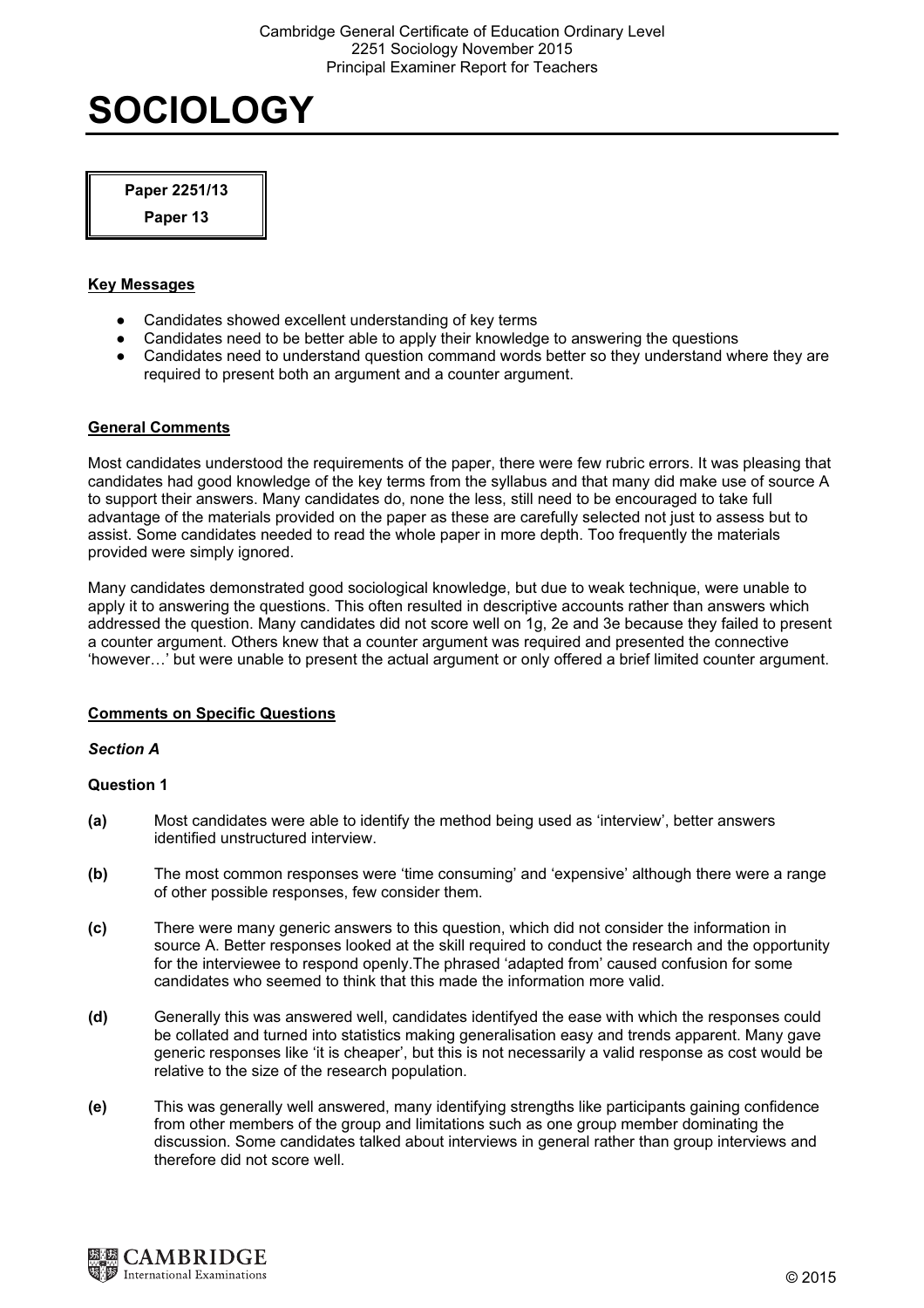# SOCIOLOGY

**Paper 2251/13**

**Paper 13**

## Key Messages

- Candidates showed excellent understanding of key terms
- Candidates need to be better able to apply their knowledge to answering the questions
- Candidates need to understand question command words better so they understand where they are required to present both an argument and a counter argument.

## General Comments

Most candidates understood the requirements of the paper, there were few rubric errors. It was pleasing that candidates had good knowledge of the key terms from the syllabus and that many did make use of source A to support their answers. Many candidates do, none the less, still need to be encouraged to take full advantage of the materials provided on the paper as these are carefully selected not just to assess but to assist. Some candidates needed to read the whole paper in more depth. Too frequently the materials provided were simply ignored.

Many candidates demonstrated good sociological knowledge, but due to weak technique, were unable to apply it to answering the questions. This often resulted in descriptive accounts rather than answers which addressed the question. Many candidates did not score well on 1g, 2e and 3e because they failed to present a counter argument. Others knew that a counter argument was required and presented the connective 'however…' but were unable to present the actual argument or only offered a brief limited counter argument.

## Comments on Specific Questions

### *Section A*

### Question 1

**(a)** Most candidates were able to identify the method being used as 'interview', better answers identified unstructured interview.

**(b)** The most common responses were 'time consuming' and 'expensive' although there were a range of other possible responses, few consider them.

**(c)** There were many generic answers to this question, which did not consider the information in source A. Better responses looked at the skill required to conduct the research and the opportunity for the interviewee to respond openly.The phrased 'adapted from' caused confusion for some candidates who seemed to think that this made the information more valid.

**(d)** Generally this was answered well, candidates identifyed the ease with which the responses could be collated and turned into statistics making generalisation easy and trends apparent. Many gave generic responses like 'it is cheaper', but this is not necessarily a valid response as cost would be relative to the size of the research population.

**(e)** This was generally well answered, many identifying strengths like participants gaining confidence from other members of the group and limitations such as one group member dominating the discussion. Some candidates talked about interviews in general rather than group interviews and therefore did not score well.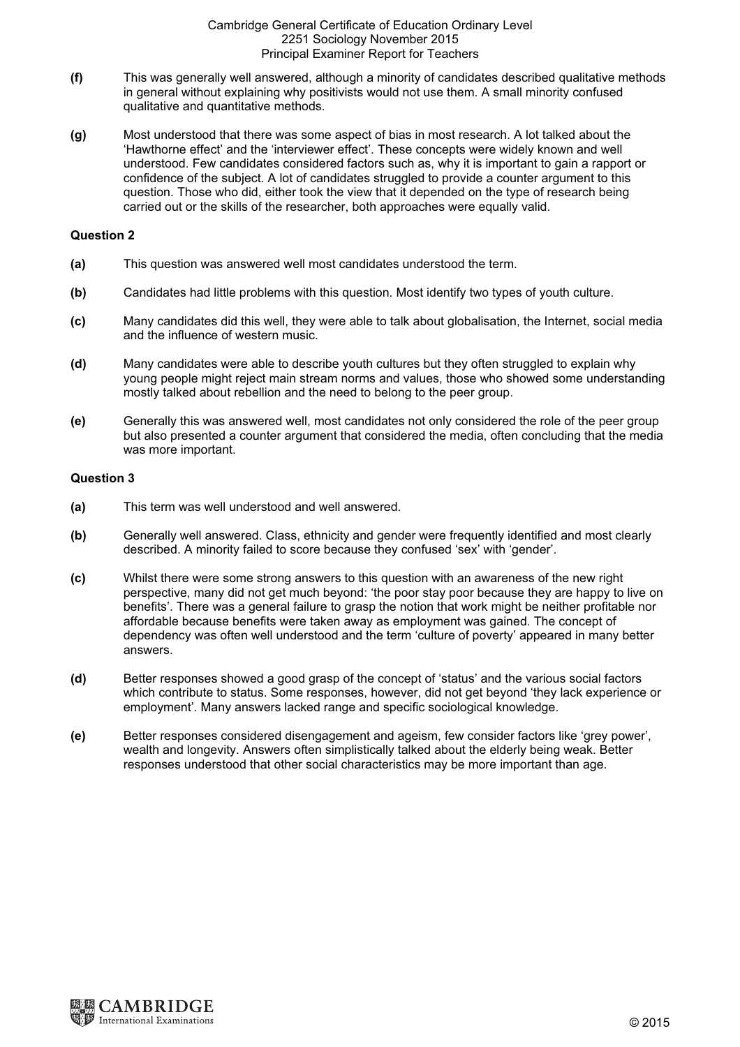**(f)** This was generally well answered, although a minority of candidates described qualitative methods in general without explaining why positivists would not use them. A small minority confused qualitative and quantitative methods.

**(g)** Most understood that there was some aspect of bias in most research. A lot talked about the 'Hawthorne effect' and the 'interviewer effect'. These concepts were widely known and well understood. Few candidates considered factors such as, why it is important to gain a rapport or confidence of the subject. A lot of candidates struggled to provide a counter argument to this question. Those who did, either took the view that it depended on the type of research being carried out or the skills of the researcher, both approaches were equally valid.

### Question 2

**(a)** This question was answered well most candidates understood the term.

**(b)** Candidates had little problems with this question. Most identify two types of youth culture.

**(c)** Many candidates did this well, they were able to talk about globalisation, the Internet, social media and the influence of western music.

**(d)** Many candidates were able to describe youth cultures but they often struggled to explain why young people might reject main stream norms and values, those who showed some understanding mostly talked about rebellion and the need to belong to the peer group.

**(e)** Generally this was answered well, most candidates not only considered the role of the peer group but also presented a counter argument that considered the media, often concluding that the media was more important.

### Question 3

**(a)** This term was well understood and well answered.

**(b)** Generally well answered. Class, ethnicity and gender were frequently identified and most clearly described. A minority failed to score because they confused 'sex' with 'gender'.

**(c)** Whilst there were some strong answers to this question with an awareness of the new right perspective, many did not get much beyond: 'the poor stay poor because they are happy to live on benefits'. There was a general failure to grasp the notion that work might be neither profitable nor affordable because benefits were taken away as employment was gained. The concept of dependency was often well understood and the term 'culture of poverty' appeared in many better answers.

**(d)** Better responses showed a good grasp of the concept of 'status' and the various social factors which contribute to status. Some responses, however, did not get beyond 'they lack experience or employment'. Many answers lacked range and specific sociological knowledge.

**(e)** Better responses considered disengagement and ageism, few consider factors like 'grey power', wealth and longevity. Answers often simplistically talked about the elderly being weak. Better responses understood that other social characteristics may be more important than age.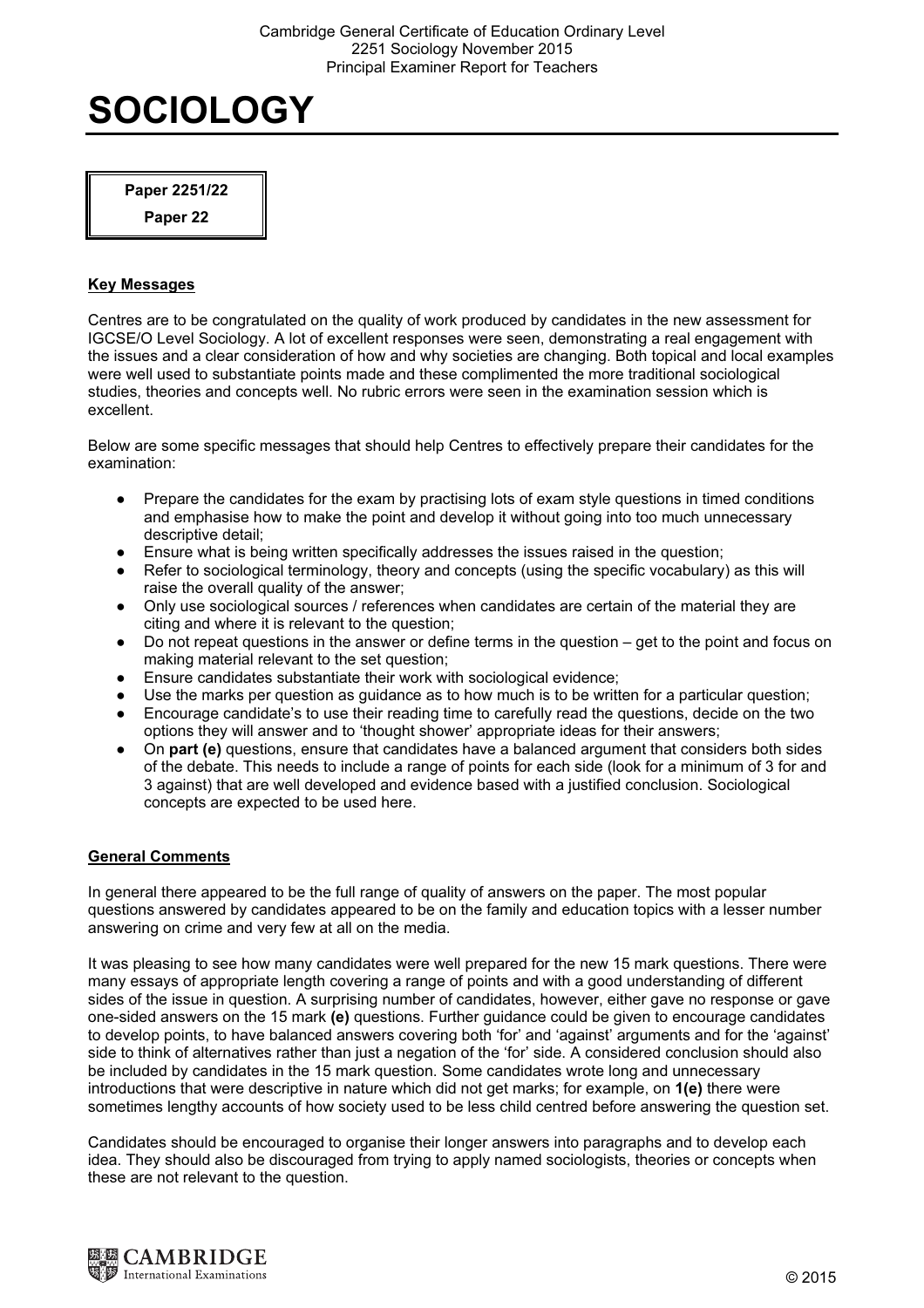# SOCIOLOGY

**Paper 2251/22**

**Paper 22**

## Key Messages

Centres are to be congratulated on the quality of work produced by candidates in the new assessment for IGCSE/O Level Sociology. A lot of excellent responses were seen, demonstrating a real engagement with the issues and a clear consideration of how and why societies are changing. Both topical and local examples were well used to substantiate points made and these complimented the more traditional sociological studies, theories and concepts well. No rubric errors were seen in the examination session which is excellent.

Below are some specific messages that should help Centres to effectively prepare their candidates for the examination:

- Prepare the candidates for the exam by practising lots of exam style questions in timed conditions and emphasise how to make the point and develop it without going into too much unnecessary descriptive detail;
- Ensure what is being written specifically addresses the issues raised in the question;
- Refer to sociological terminology, theory and concepts (using the specific vocabulary) as this will raise the overall quality of the answer;
- Only use sociological sources / references when candidates are certain of the material they are citing and where it is relevant to the question;
- Do not repeat questions in the answer or define terms in the question – get to the point and focus on making material relevant to the set question;
- Ensure candidates substantiate their work with sociological evidence;
- Use the marks per question as guidance as to how much is to be written for a particular question;
- Encourage candidate's to use their reading time to carefully read the questions, decide on the two options they will answer and to 'thought shower' appropriate ideas for their answers;
- On **part (e)** questions, ensure that candidates have a balanced argument that considers both sides of the debate. This needs to include a range of points for each side (look for a minimum of 3 for and 3 against) that are well developed and evidence based with a justified conclusion. Sociological concepts are expected to be used here.

## General Comments

In general there appeared to be the full range of quality of answers on the paper. The most popular questions answered by candidates appeared to be on the family and education topics with a lesser number answering on crime and very few at all on the media.

It was pleasing to see how many candidates were well prepared for the new 15 mark questions. There were many essays of appropriate length covering a range of points and with a good understanding of different sides of the issue in question. A surprising number of candidates, however, either gave no response or gave one-sided answers on the 15 mark **(e)** questions. Further guidance could be given to encourage candidates to develop points, to have balanced answers covering both 'for' and 'against' arguments and for the 'against' side to think of alternatives rather than just a negation of the 'for' side. A considered conclusion should also be included by candidates in the 15 mark question. Some candidates wrote long and unnecessary introductions that were descriptive in nature which did not get marks; for example, on **1(e)** there were sometimes lengthy accounts of how society used to be less child centred before answering the question set.

Candidates should be encouraged to organise their longer answers into paragraphs and to develop each idea. They should also be discouraged from trying to apply named sociologists, theories or concepts when these are not relevant to the question.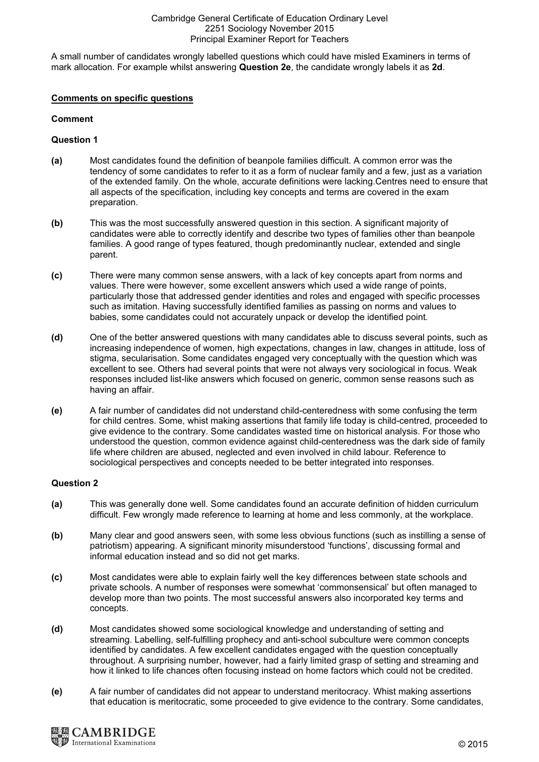A small number of candidates wrongly labelled questions which could have misled Examiners in terms of mark allocation. For example whilst answering **Question 2e**, the candidate wrongly labels it as **2d**.

## Comments on specific questions

**Comment**

**Question 1**

**(a)** Most candidates found the definition of beanpole families difficult. A common error was the tendency of some candidates to refer to it as a form of nuclear family and a few, just as a variation of the extended family. On the whole, accurate definitions were lacking.Centres need to ensure that all aspects of the specification, including key concepts and terms are covered in the exam preparation.

**(b)** This was the most successfully answered question in this section. A significant majority of candidates were able to correctly identify and describe two types of families other than beanpole families. A good range of types featured, though predominantly nuclear, extended and single parent.

**(c)** There were many common sense answers, with a lack of key concepts apart from norms and values. There were however, some excellent answers which used a wide range of points, particularly those that addressed gender identities and roles and engaged with specific processes such as imitation. Having successfully identified families as passing on norms and values to babies, some candidates could not accurately unpack or develop the identified point.

**(d)** One of the better answered questions with many candidates able to discuss several points, such as increasing independence of women, high expectations, changes in law, changes in attitude, loss of stigma, secularisation. Some candidates engaged very conceptually with the question which was excellent to see. Others had several points that were not always very sociological in focus. Weak responses included list-like answers which focused on generic, common sense reasons such as having an affair.

**(e)** A fair number of candidates did not understand child-centeredness with some confusing the term for child centres. Some, whist making assertions that family life today is child-centred, proceeded to give evidence to the contrary. Some candidates wasted time on historical analysis. For those who understood the question, common evidence against child-centeredness was the dark side of family life where children are abused, neglected and even involved in child labour. Reference to sociological perspectives and concepts needed to be better integrated into responses.

**Question 2**

**(a)** This was generally done well. Some candidates found an accurate definition of hidden curriculum difficult. Few wrongly made reference to learning at home and less commonly, at the workplace.

**(b)** Many clear and good answers seen, with some less obvious functions (such as instilling a sense of patriotism) appearing. A significant minority misunderstood 'functions', discussing formal and informal education instead and so did not get marks.

**(c)** Most candidates were able to explain fairly well the key differences between state schools and private schools. A number of responses were somewhat 'commonsensical' but often managed to develop more than two points. The most successful answers also incorporated key terms and concepts.

**(d)** Most candidates showed some sociological knowledge and understanding of setting and streaming. Labelling, self-fulfilling prophecy and anti-school subculture were common concepts identified by candidates. A few excellent candidates engaged with the question conceptually throughout. A surprising number, however, had a fairly limited grasp of setting and streaming and how it linked to life chances often focusing instead on home factors which could not be credited.

**(e)** A fair number of candidates did not appear to understand meritocracy. Whist making assertions that education is meritocratic, some proceeded to give evidence to the contrary. Some candidates,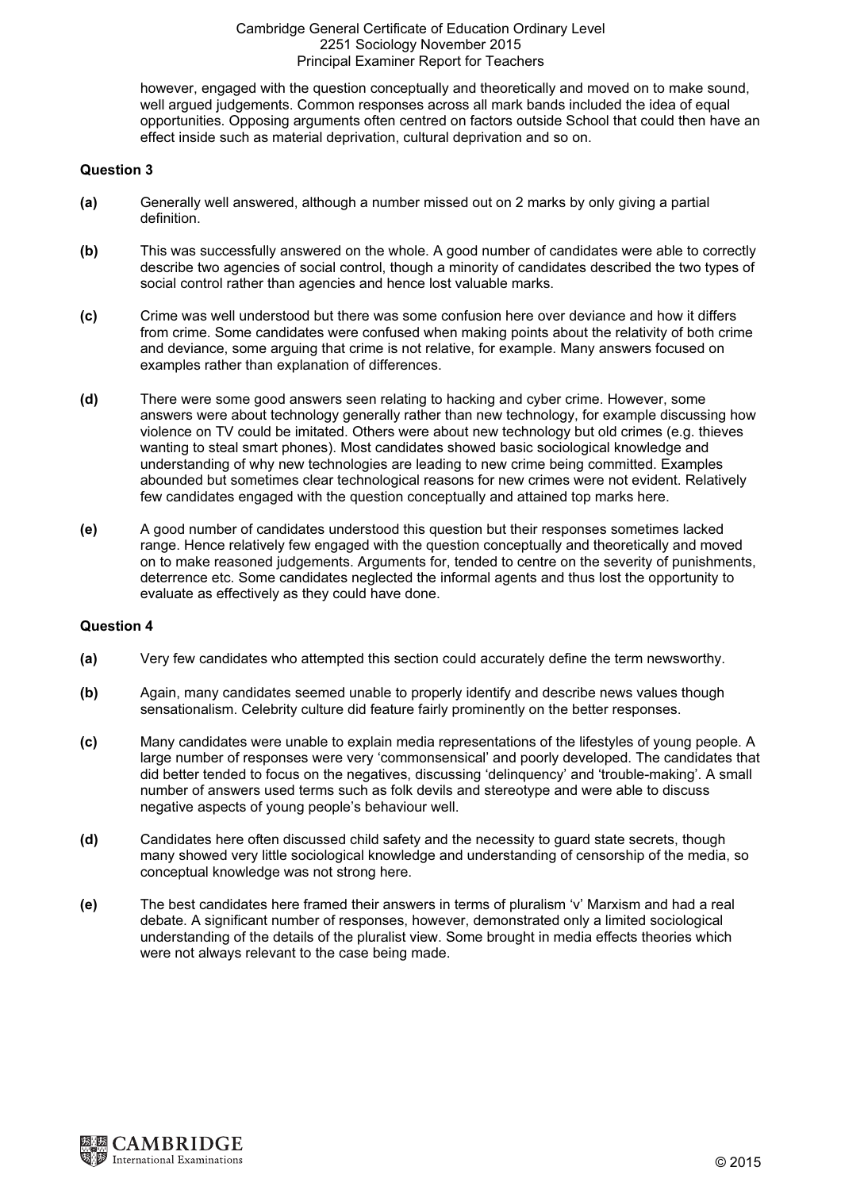however, engaged with the question conceptually and theoretically and moved on to make sound, well argued judgements. Common responses across all mark bands included the idea of equal opportunities. Opposing arguments often centred on factors outside School that could then have an effect inside such as material deprivation, cultural deprivation and so on.

**Question 3**

**(a)** Generally well answered, although a number missed out on 2 marks by only giving a partial definition.

**(b)** This was successfully answered on the whole. A good number of candidates were able to correctly describe two agencies of social control, though a minority of candidates described the two types of social control rather than agencies and hence lost valuable marks.

**(c)** Crime was well understood but there was some confusion here over deviance and how it differs from crime. Some candidates were confused when making points about the relativity of both crime and deviance, some arguing that crime is not relative, for example. Many answers focused on examples rather than explanation of differences.

**(d)** There were some good answers seen relating to hacking and cyber crime. However, some answers were about technology generally rather than new technology, for example discussing how violence on TV could be imitated. Others were about new technology but old crimes (e.g. thieves wanting to steal smart phones). Most candidates showed basic sociological knowledge and understanding of why new technologies are leading to new crime being committed. Examples abounded but sometimes clear technological reasons for new crimes were not evident. Relatively few candidates engaged with the question conceptually and attained top marks here.

**(e)** A good number of candidates understood this question but their responses sometimes lacked range. Hence relatively few engaged with the question conceptually and theoretically and moved on to make reasoned judgements. Arguments for, tended to centre on the severity of punishments, deterrence etc. Some candidates neglected the informal agents and thus lost the opportunity to evaluate as effectively as they could have done.

**Question 4**

**(a)** Very few candidates who attempted this section could accurately define the term newsworthy.

**(b)** Again, many candidates seemed unable to properly identify and describe news values though sensationalism. Celebrity culture did feature fairly prominently on the better responses.

**(c)** Many candidates were unable to explain media representations of the lifestyles of young people. A large number of responses were very 'commonsensical' and poorly developed. The candidates that did better tended to focus on the negatives, discussing 'delinquency' and 'trouble-making'. A small number of answers used terms such as folk devils and stereotype and were able to discuss negative aspects of young people's behaviour well.

**(d)** Candidates here often discussed child safety and the necessity to guard state secrets, though many showed very little sociological knowledge and understanding of censorship of the media, so conceptual knowledge was not strong here.

**(e)** The best candidates here framed their answers in terms of pluralism 'v' Marxism and had a real debate. A significant number of responses, however, demonstrated only a limited sociological understanding of the details of the pluralist view. Some brought in media effects theories which were not always relevant to the case being made.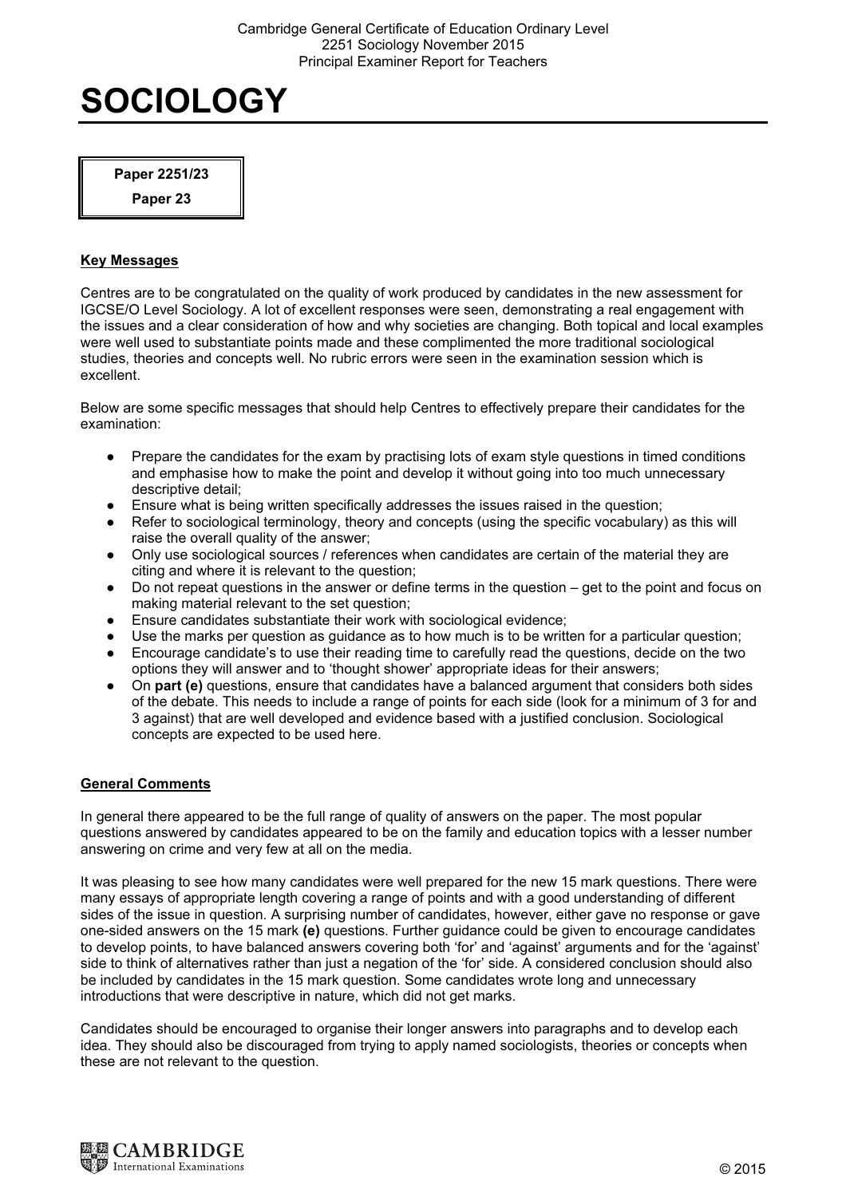# SOCIOLOGY

**Paper 2251/23**

**Paper 23**

## Key Messages

Centres are to be congratulated on the quality of work produced by candidates in the new assessment for IGCSE/O Level Sociology. A lot of excellent responses were seen, demonstrating a real engagement with the issues and a clear consideration of how and why societies are changing. Both topical and local examples were well used to substantiate points made and these complimented the more traditional sociological studies, theories and concepts well. No rubric errors were seen in the examination session which is excellent.

Below are some specific messages that should help Centres to effectively prepare their candidates for the examination:

- Prepare the candidates for the exam by practising lots of exam style questions in timed conditions and emphasise how to make the point and develop it without going into too much unnecessary descriptive detail;
- Ensure what is being written specifically addresses the issues raised in the question;
- Refer to sociological terminology, theory and concepts (using the specific vocabulary) as this will raise the overall quality of the answer;
- Only use sociological sources / references when candidates are certain of the material they are citing and where it is relevant to the question;
- Do not repeat questions in the answer or define terms in the question – get to the point and focus on making material relevant to the set question;
- Ensure candidates substantiate their work with sociological evidence;
- Use the marks per question as guidance as to how much is to be written for a particular question;
- Encourage candidate's to use their reading time to carefully read the questions, decide on the two options they will answer and to 'thought shower' appropriate ideas for their answers;
- On **part (e)** questions, ensure that candidates have a balanced argument that considers both sides of the debate. This needs to include a range of points for each side (look for a minimum of 3 for and 3 against) that are well developed and evidence based with a justified conclusion. Sociological concepts are expected to be used here.

## General Comments

In general there appeared to be the full range of quality of answers on the paper. The most popular questions answered by candidates appeared to be on the family and education topics with a lesser number answering on crime and very few at all on the media.

It was pleasing to see how many candidates were well prepared for the new 15 mark questions. There were many essays of appropriate length covering a range of points and with a good understanding of different sides of the issue in question. A surprising number of candidates, however, either gave no response or gave one-sided answers on the 15 mark **(e)** questions. Further guidance could be given to encourage candidates to develop points, to have balanced answers covering both 'for' and 'against' arguments and for the 'against' side to think of alternatives rather than just a negation of the 'for' side. A considered conclusion should also be included by candidates in the 15 mark question. Some candidates wrote long and unnecessary introductions that were descriptive in nature, which did not get marks.

Candidates should be encouraged to organise their longer answers into paragraphs and to develop each idea. They should also be discouraged from trying to apply named sociologists, theories or concepts when these are not relevant to the question.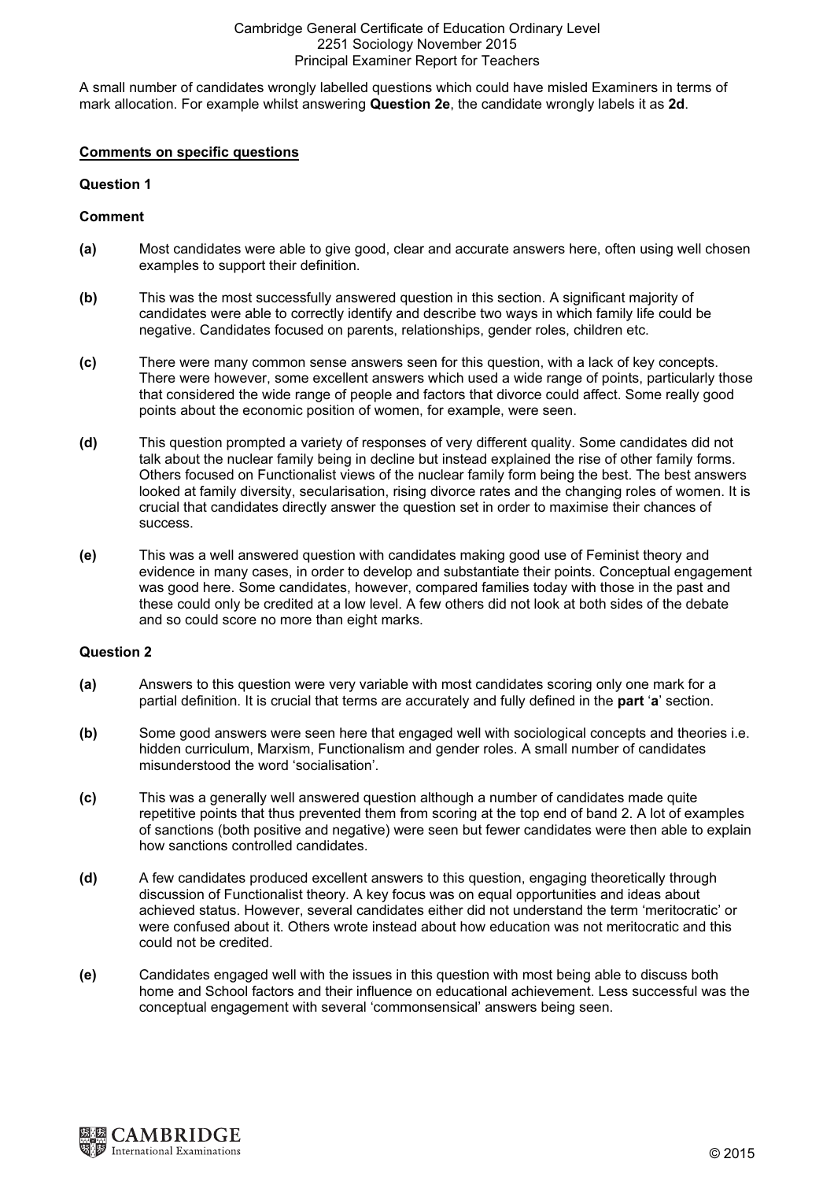A small number of candidates wrongly labelled questions which could have misled Examiners in terms of mark allocation. For example whilst answering **Question 2e**, the candidate wrongly labels it as **2d**.

## Comments on specific questions

### Question 1

#### Comment

**(a)** Most candidates were able to give good, clear and accurate answers here, often using well chosen examples to support their definition.

**(b)** This was the most successfully answered question in this section. A significant majority of candidates were able to correctly identify and describe two ways in which family life could be negative. Candidates focused on parents, relationships, gender roles, children etc.

**(c)** There were many common sense answers seen for this question, with a lack of key concepts. There were however, some excellent answers which used a wide range of points, particularly those that considered the wide range of people and factors that divorce could affect. Some really good points about the economic position of women, for example, were seen.

**(d)** This question prompted a variety of responses of very different quality. Some candidates did not talk about the nuclear family being in decline but instead explained the rise of other family forms. Others focused on Functionalist views of the nuclear family form being the best. The best answers looked at family diversity, secularisation, rising divorce rates and the changing roles of women. It is crucial that candidates directly answer the question set in order to maximise their chances of success.

**(e)** This was a well answered question with candidates making good use of Feminist theory and evidence in many cases, in order to develop and substantiate their points. Conceptual engagement was good here. Some candidates, however, compared families today with those in the past and these could only be credited at a low level. A few others did not look at both sides of the debate and so could score no more than eight marks.

### Question 2

**(a)** Answers to this question were very variable with most candidates scoring only one mark for a partial definition. It is crucial that terms are accurately and fully defined in the **part** '**a**' section.

**(b)** Some good answers were seen here that engaged well with sociological concepts and theories i.e. hidden curriculum, Marxism, Functionalism and gender roles. A small number of candidates misunderstood the word 'socialisation'.

**(c)** This was a generally well answered question although a number of candidates made quite repetitive points that thus prevented them from scoring at the top end of band 2. A lot of examples of sanctions (both positive and negative) were seen but fewer candidates were then able to explain how sanctions controlled candidates.

**(d)** A few candidates produced excellent answers to this question, engaging theoretically through discussion of Functionalist theory. A key focus was on equal opportunities and ideas about achieved status. However, several candidates either did not understand the term 'meritocratic' or were confused about it. Others wrote instead about how education was not meritocratic and this could not be credited.

**(e)** Candidates engaged well with the issues in this question with most being able to discuss both home and School factors and their influence on educational achievement. Less successful was the conceptual engagement with several 'commonsensical' answers being seen.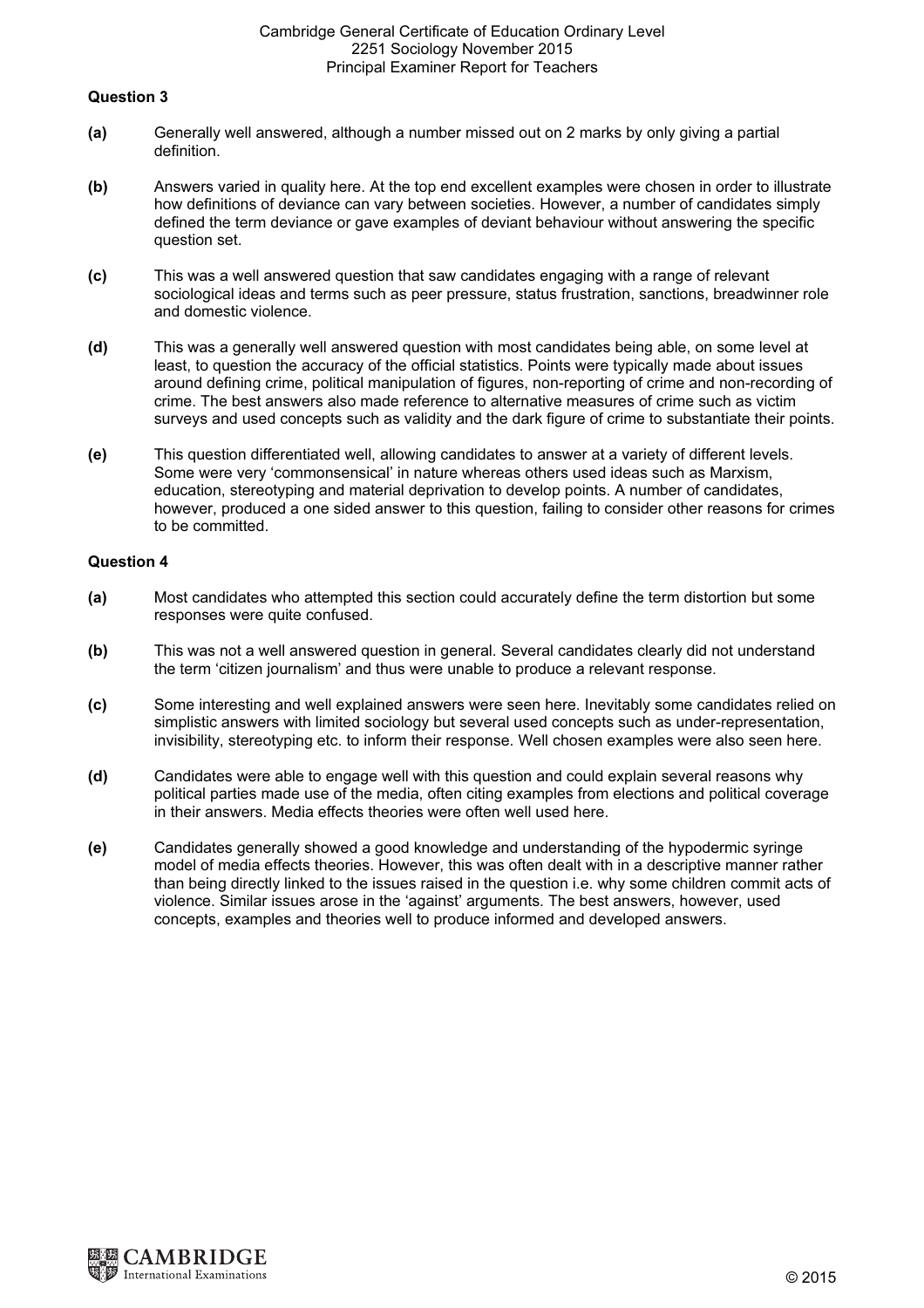### Question 3

**(a)** Generally well answered, although a number missed out on 2 marks by only giving a partial definition.

**(b)** Answers varied in quality here. At the top end excellent examples were chosen in order to illustrate how definitions of deviance can vary between societies. However, a number of candidates simply defined the term deviance or gave examples of deviant behaviour without answering the specific question set.

**(c)** This was a well answered question that saw candidates engaging with a range of relevant sociological ideas and terms such as peer pressure, status frustration, sanctions, breadwinner role and domestic violence.

**(d)** This was a generally well answered question with most candidates being able, on some level at least, to question the accuracy of the official statistics. Points were typically made about issues around defining crime, political manipulation of figures, non-reporting of crime and non-recording of crime. The best answers also made reference to alternative measures of crime such as victim surveys and used concepts such as validity and the dark figure of crime to substantiate their points.

**(e)** This question differentiated well, allowing candidates to answer at a variety of different levels. Some were very 'commonsensical' in nature whereas others used ideas such as Marxism, education, stereotyping and material deprivation to develop points. A number of candidates, however, produced a one sided answer to this question, failing to consider other reasons for crimes to be committed.

### Question 4

**(a)** Most candidates who attempted this section could accurately define the term distortion but some responses were quite confused.

**(b)** This was not a well answered question in general. Several candidates clearly did not understand the term 'citizen journalism' and thus were unable to produce a relevant response.

**(c)** Some interesting and well explained answers were seen here. Inevitably some candidates relied on simplistic answers with limited sociology but several used concepts such as under-representation, invisibility, stereotyping etc. to inform their response. Well chosen examples were also seen here.

**(d)** Candidates were able to engage well with this question and could explain several reasons why political parties made use of the media, often citing examples from elections and political coverage in their answers. Media effects theories were often well used here.

**(e)** Candidates generally showed a good knowledge and understanding of the hypodermic syringe model of media effects theories. However, this was often dealt with in a descriptive manner rather than being directly linked to the issues raised in the question i.e. why some children commit acts of violence. Similar issues arose in the 'against' arguments. The best answers, however, used concepts, examples and theories well to produce informed and developed answers.